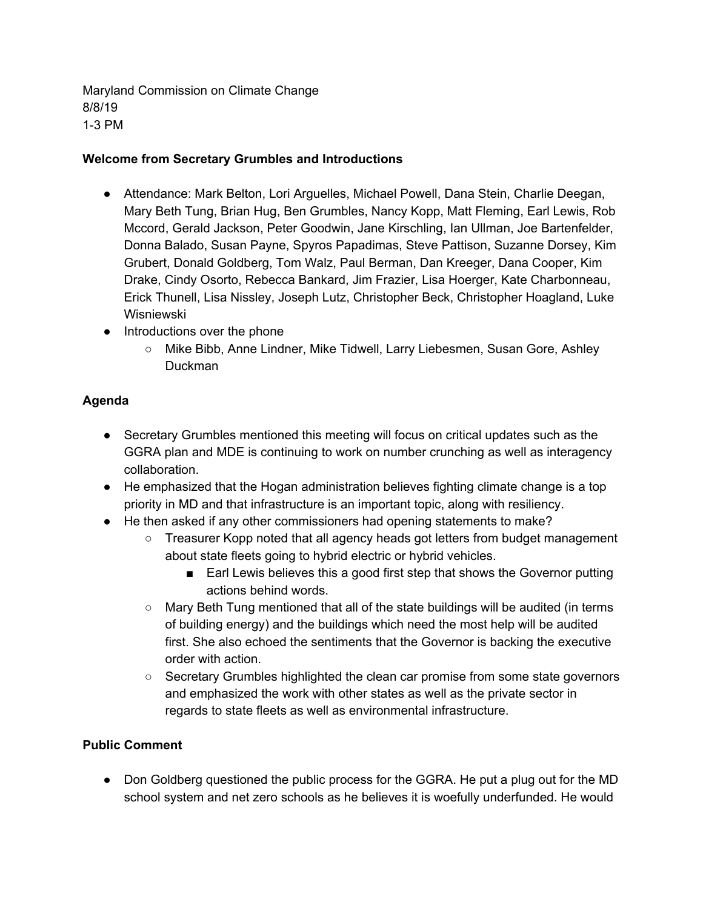Maryland Commission on Climate Change
8/8/19
1-3 PM

**Welcome from Secretary Grumbles and Introductions**

- Attendance: Mark Belton, Lori Arguelles, Michael Powell, Dana Stein, Charlie Deegan, Mary Beth Tung, Brian Hug, Ben Grumbles, Nancy Kopp, Matt Fleming, Earl Lewis, Rob Mccord, Gerald Jackson, Peter Goodwin, Jane Kirschling, Ian Ullman, Joe Bartenfelder, Donna Balado, Susan Payne, Spyros Papadimas, Steve Pattison, Suzanne Dorsey, Kim Grubert, Donald Goldberg, Tom Walz, Paul Berman, Dan Kreeger, Dana Cooper, Kim Drake, Cindy Osorto, Rebecca Bankard, Jim Frazier, Lisa Hoerger, Kate Charbonneau, Erick Thunell, Lisa Nissley, Joseph Lutz, Christopher Beck, Christopher Hoagland, Luke Wisniewski
- Introductions over the phone
    - Mike Bibb, Anne Lindner, Mike Tidwell, Larry Liebesmen, Susan Gore, Ashley Duckman

**Agenda**

- Secretary Grumbles mentioned this meeting will focus on critical updates such as the GGRA plan and MDE is continuing to work on number crunching as well as interagency collaboration.
- He emphasized that the Hogan administration believes fighting climate change is a top priority in MD and that infrastructure is an important topic, along with resiliency.
- He then asked if any other commissioners had opening statements to make?
    - Treasurer Kopp noted that all agency heads got letters from budget management about state fleets going to hybrid electric or hybrid vehicles.
        - Earl Lewis believes this a good first step that shows the Governor putting actions behind words.
    - Mary Beth Tung mentioned that all of the state buildings will be audited (in terms of building energy) and the buildings which need the most help will be audited first. She also echoed the sentiments that the Governor is backing the executive order with action.
    - Secretary Grumbles highlighted the clean car promise from some state governors and emphasized the work with other states as well as the private sector in regards to state fleets as well as environmental infrastructure.

**Public Comment**

- Don Goldberg questioned the public process for the GGRA. He put a plug out for the MD school system and net zero schools as he believes it is woefully underfunded. He would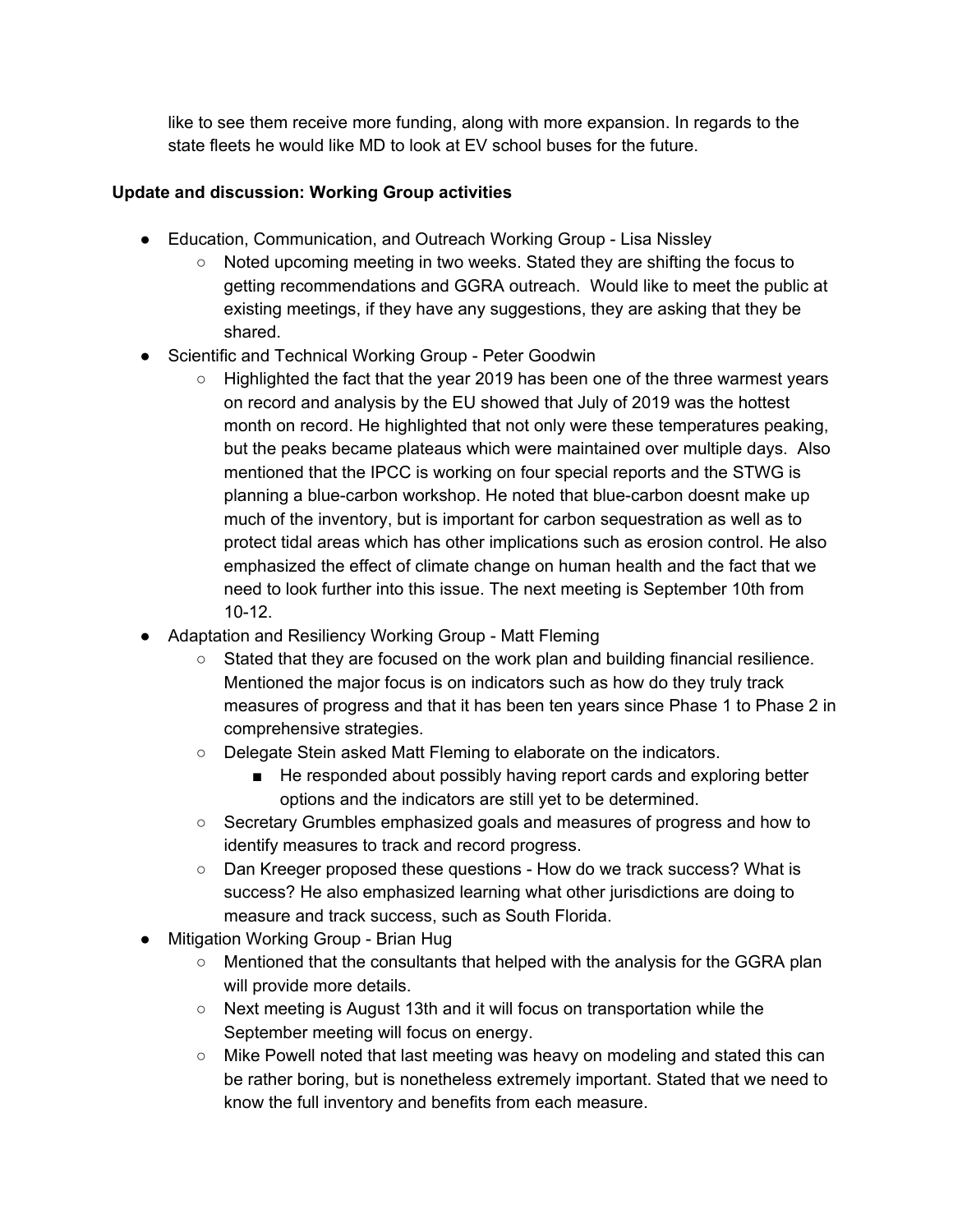like to see them receive more funding, along with more expansion. In regards to the state fleets he would like MD to look at EV school buses for the future.

**Update and discussion: Working Group activities**

- Education, Communication, and Outreach Working Group - Lisa Nissley
    - Noted upcoming meeting in two weeks. Stated they are shifting the focus to getting recommendations and GGRA outreach. Would like to meet the public at existing meetings, if they have any suggestions, they are asking that they be shared.
- Scientific and Technical Working Group - Peter Goodwin
    - Highlighted the fact that the year 2019 has been one of the three warmest years on record and analysis by the EU showed that July of 2019 was the hottest month on record. He highlighted that not only were these temperatures peaking, but the peaks became plateaus which were maintained over multiple days. Also mentioned that the IPCC is working on four special reports and the STWG is planning a blue-carbon workshop. He noted that blue-carbon doesnt make up much of the inventory, but is important for carbon sequestration as well as to protect tidal areas which has other implications such as erosion control. He also emphasized the effect of climate change on human health and the fact that we need to look further into this issue. The next meeting is September 10th from 10-12.
- Adaptation and Resiliency Working Group - Matt Fleming
    - Stated that they are focused on the work plan and building financial resilience. Mentioned the major focus is on indicators such as how do they truly track measures of progress and that it has been ten years since Phase 1 to Phase 2 in comprehensive strategies.
    - Delegate Stein asked Matt Fleming to elaborate on the indicators.
        - He responded about possibly having report cards and exploring better options and the indicators are still yet to be determined.
    - Secretary Grumbles emphasized goals and measures of progress and how to identify measures to track and record progress.
    - Dan Kreeger proposed these questions - How do we track success? What is success? He also emphasized learning what other jurisdictions are doing to measure and track success, such as South Florida.
- Mitigation Working Group - Brian Hug
    - Mentioned that the consultants that helped with the analysis for the GGRA plan will provide more details.
    - Next meeting is August 13th and it will focus on transportation while the September meeting will focus on energy.
    - Mike Powell noted that last meeting was heavy on modeling and stated this can be rather boring, but is nonetheless extremely important. Stated that we need to know the full inventory and benefits from each measure.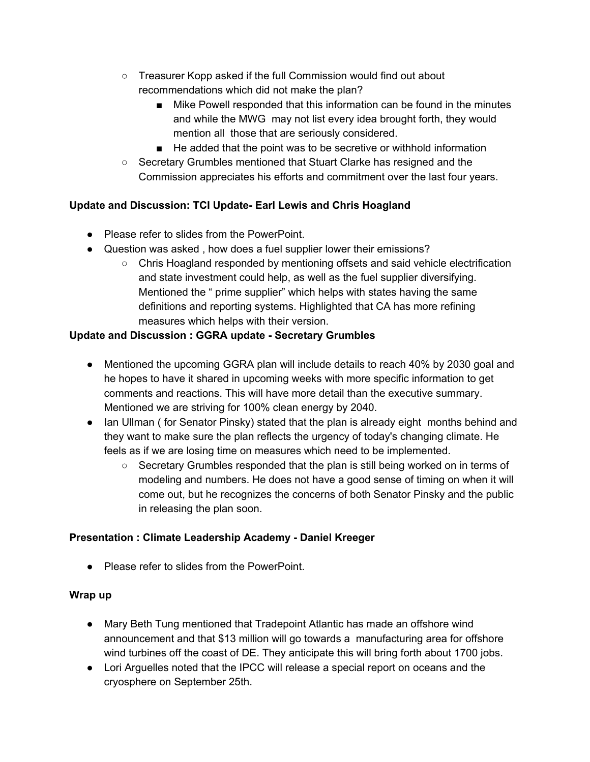- Treasurer Kopp asked if the full Commission would find out about recommendations which did not make the plan?
  - Mike Powell responded that this information can be found in the minutes and while the MWG  may not list every idea brought forth, they would mention all  those that are seriously considered.
  - He added that the point was to be secretive or withhold information
- Secretary Grumbles mentioned that Stuart Clarke has resigned and the Commission appreciates his efforts and commitment over the last four years.

**Update and Discussion: TCI Update- Earl Lewis and Chris Hoagland**

- Please refer to slides from the PowerPoint.
- Question was asked , how does a fuel supplier lower their emissions?
  - Chris Hoagland responded by mentioning offsets and said vehicle electrification and state investment could help, as well as the fuel supplier diversifying. Mentioned the " prime supplier" which helps with states having the same definitions and reporting systems. Highlighted that CA has more refining measures which helps with their version.

**Update and Discussion : GGRA update - Secretary Grumbles**

- Mentioned the upcoming GGRA plan will include details to reach 40% by 2030 goal and he hopes to have it shared in upcoming weeks with more specific information to get comments and reactions. This will have more detail than the executive summary. Mentioned we are striving for 100% clean energy by 2040.
- Ian Ullman ( for Senator Pinsky) stated that the plan is already eight  months behind and they want to make sure the plan reflects the urgency of today's changing climate. He feels as if we are losing time on measures which need to be implemented.
  - Secretary Grumbles responded that the plan is still being worked on in terms of modeling and numbers. He does not have a good sense of timing on when it will come out, but he recognizes the concerns of both Senator Pinsky and the public in releasing the plan soon.

**Presentation : Climate Leadership Academy - Daniel Kreeger**

- Please refer to slides from the PowerPoint.

**Wrap up**

- Mary Beth Tung mentioned that Tradepoint Atlantic has made an offshore wind announcement and that $13 million will go towards a  manufacturing area for offshore wind turbines off the coast of DE. They anticipate this will bring forth about 1700 jobs.
- Lori Arguelles noted that the IPCC will release a special report on oceans and the cryosphere on September 25th.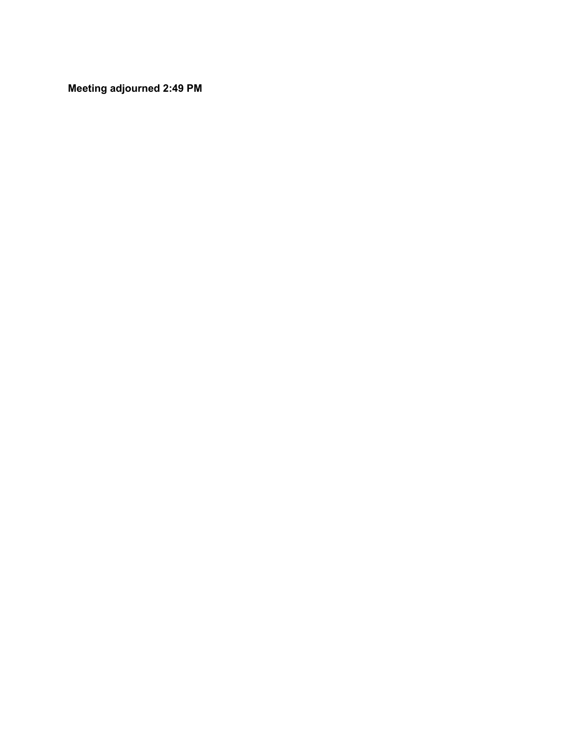**Meeting adjourned 2:49 PM**